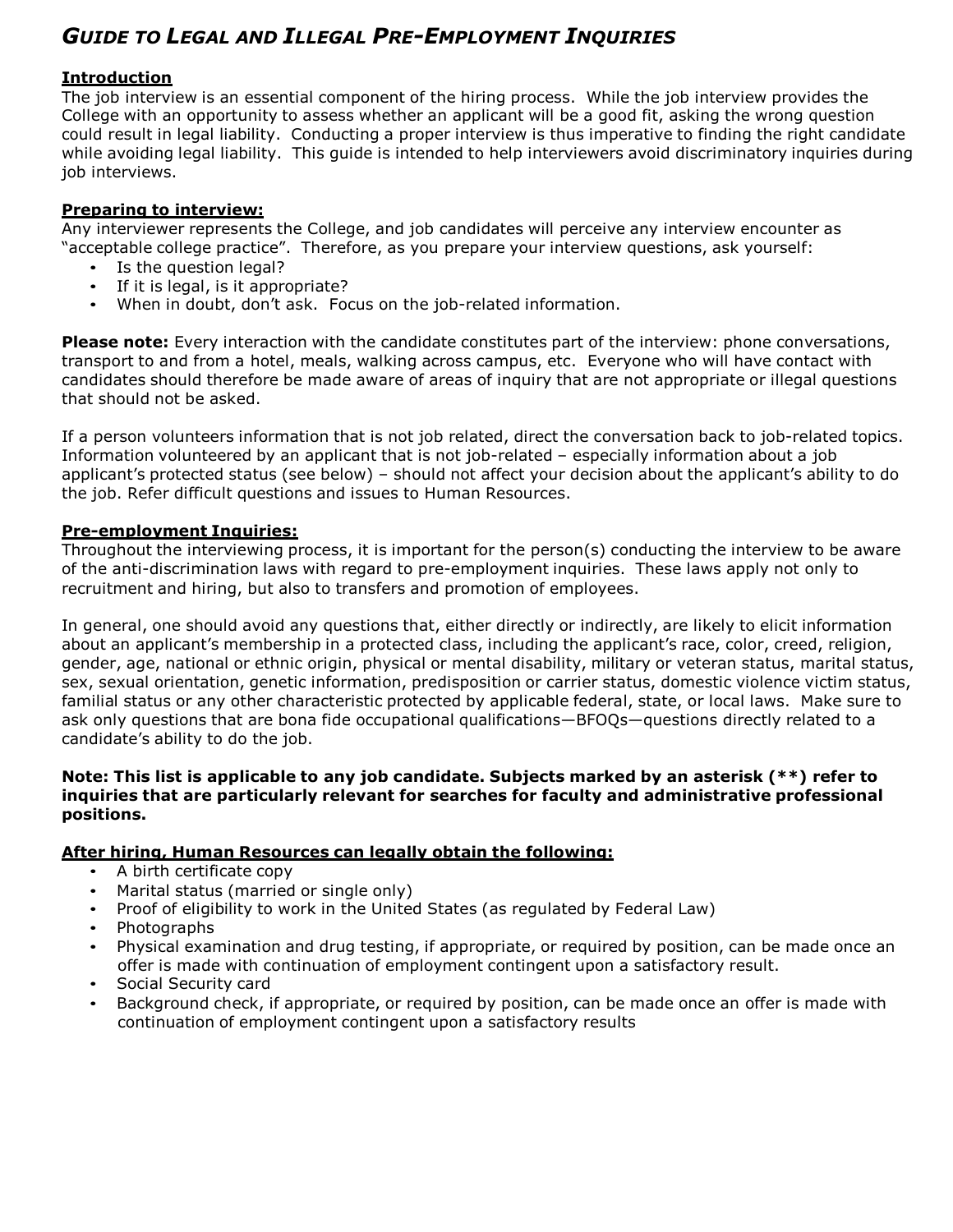# *Guide to Legal and Illegal Pre-Employment Inquiries*

**Introduction**

The job interview is an essential component of the hiring process. While the job interview provides the College with an opportunity to assess whether an applicant will be a good fit, asking the wrong question could result in legal liability. Conducting a proper interview is thus imperative to finding the right candidate while avoiding legal liability. This guide is intended to help interviewers avoid discriminatory inquiries during job interviews.

**Preparing to interview:**

Any interviewer represents the College, and job candidates will perceive any interview encounter as "acceptable college practice". Therefore, as you prepare your interview questions, ask yourself:

- Is the question legal?
- If it is legal, is it appropriate?
- When in doubt, don't ask. Focus on the job-related information.

**Please note:** Every interaction with the candidate constitutes part of the interview: phone conversations, transport to and from a hotel, meals, walking across campus, etc. Everyone who will have contact with candidates should therefore be made aware of areas of inquiry that are not appropriate or illegal questions that should not be asked.

If a person volunteers information that is not job related, direct the conversation back to job-related topics. Information volunteered by an applicant that is not job-related – especially information about a job applicant's protected status (see below) – should not affect your decision about the applicant's ability to do the job. Refer difficult questions and issues to Human Resources.

**Pre-employment Inquiries:**

Throughout the interviewing process, it is important for the person(s) conducting the interview to be aware of the anti-discrimination laws with regard to pre-employment inquiries. These laws apply not only to recruitment and hiring, but also to transfers and promotion of employees.

In general, one should avoid any questions that, either directly or indirectly, are likely to elicit information about an applicant's membership in a protected class, including the applicant's race, color, creed, religion, gender, age, national or ethnic origin, physical or mental disability, military or veteran status, marital status, sex, sexual orientation, genetic information, predisposition or carrier status, domestic violence victim status, familial status or any other characteristic protected by applicable federal, state, or local laws. Make sure to ask only questions that are bona fide occupational qualifications—BFOQs—questions directly related to a candidate's ability to do the job.

**Note: This list is applicable to any job candidate. Subjects marked by an asterisk (**) refer to inquiries that are particularly relevant for searches for faculty and administrative professional positions.**

**After hiring, Human Resources can legally obtain the following:**

- A birth certificate copy
- Marital status (married or single only)
- Proof of eligibility to work in the United States (as regulated by Federal Law)
- Photographs
- Physical examination and drug testing, if appropriate, or required by position, can be made once an offer is made with continuation of employment contingent upon a satisfactory result.
- Social Security card
- Background check, if appropriate, or required by position, can be made once an offer is made with continuation of employment contingent upon a satisfactory results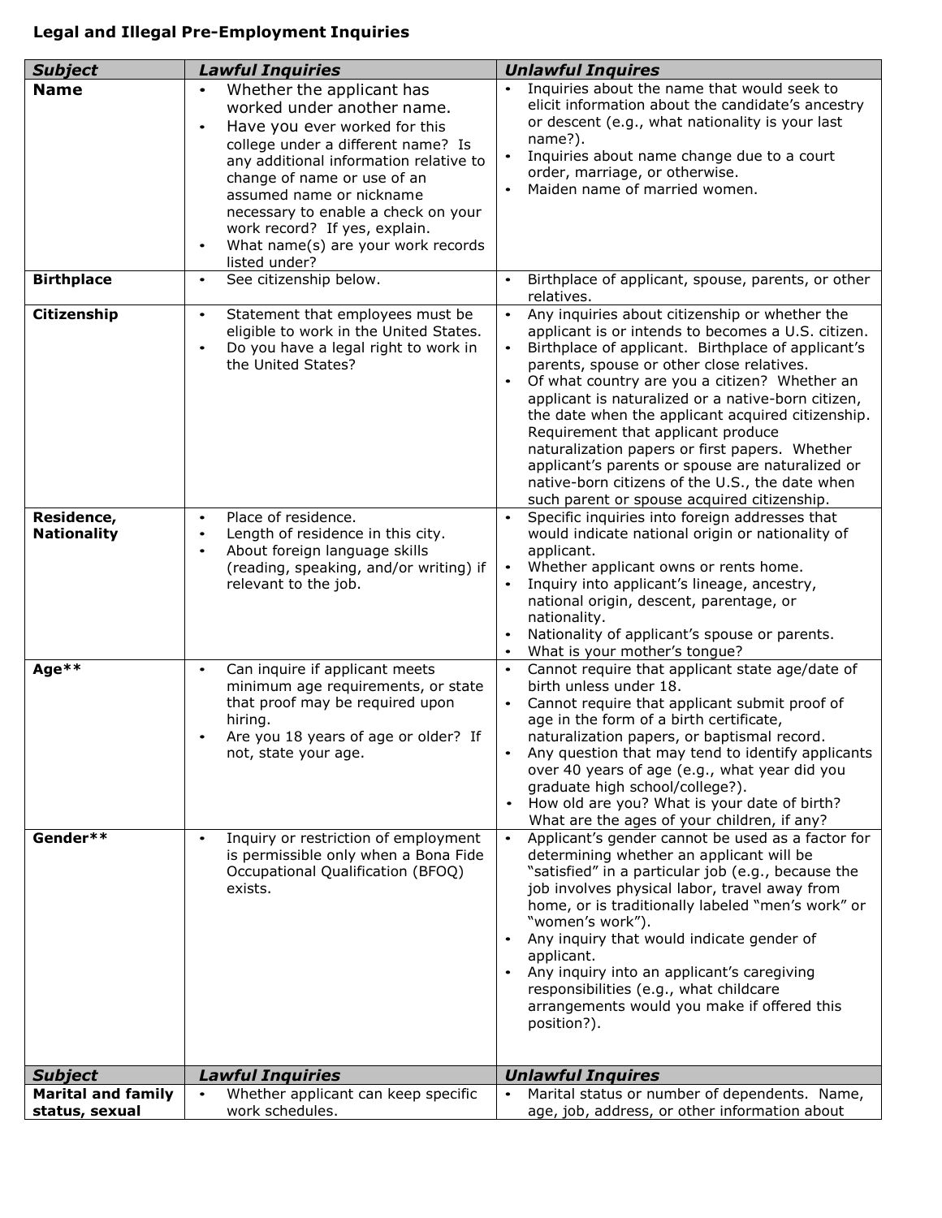**Legal and Illegal Pre-Employment Inquiries**

| ***Subject*** | ***Lawful Inquiries*** | ***Unlawful Inquires*** |
|---|---|---|
| **Name** | • Whether the applicant has worked under another name.<br>• Have you ever worked for this college under a different name? Is any additional information relative to change of name or use of an assumed name or nickname necessary to enable a check on your work record? If yes, explain.<br>• What name(s) are your work records listed under? | • Inquiries about the name that would seek to elicit information about the candidate's ancestry or descent (e.g., what nationality is your last name?).<br>• Inquiries about name change due to a court order, marriage, or otherwise.<br>• Maiden name of married women. |
| **Birthplace** | • See citizenship below. | • Birthplace of applicant, spouse, parents, or other relatives. |
| **Citizenship** | • Statement that employees must be eligible to work in the United States.<br>• Do you have a legal right to work in the United States? | • Any inquiries about citizenship or whether the applicant is or intends to becomes a U.S. citizen.<br>• Birthplace of applicant. Birthplace of applicant's parents, spouse or other close relatives.<br>• Of what country are you a citizen? Whether an applicant is naturalized or a native-born citizen, the date when the applicant acquired citizenship. Requirement that applicant produce naturalization papers or first papers. Whether applicant's parents or spouse are naturalized or native-born citizens of the U.S., the date when such parent or spouse acquired citizenship. |
| **Residence, Nationality** | • Place of residence.<br>• Length of residence in this city.<br>• About foreign language skills (reading, speaking, and/or writing) if relevant to the job. | • Specific inquiries into foreign addresses that would indicate national origin or nationality of applicant.<br>• Whether applicant owns or rents home.<br>• Inquiry into applicant's lineage, ancestry, national origin, descent, parentage, or nationality.<br>• Nationality of applicant's spouse or parents.<br>• What is your mother's tongue? |
| **Age**** | • Can inquire if applicant meets minimum age requirements, or state that proof may be required upon hiring.<br>• Are you 18 years of age or older? If not, state your age. | • Cannot require that applicant state age/date of birth unless under 18.<br>• Cannot require that applicant submit proof of age in the form of a birth certificate, naturalization papers, or baptismal record.<br>• Any question that may tend to identify applicants over 40 years of age (e.g., what year did you graduate high school/college?).<br>• How old are you? What is your date of birth? What are the ages of your children, if any? |
| **Gender**** | • Inquiry or restriction of employment is permissible only when a Bona Fide Occupational Qualification (BFOQ) exists. | • Applicant's gender cannot be used as a factor for determining whether an applicant will be "satisfied" in a particular job (e.g., because the job involves physical labor, travel away from home, or is traditionally labeled "men's work" or "women's work").<br>• Any inquiry that would indicate gender of applicant.<br>• Any inquiry into an applicant's caregiving responsibilities (e.g., what childcare arrangements would you make if offered this position?). |
| ***Subject*** | ***Lawful Inquiries*** | ***Unlawful Inquires*** |
| **Marital and family status, sexual** | • Whether applicant can keep specific work schedules. | • Marital status or number of dependents. Name, age, job, address, or other information about |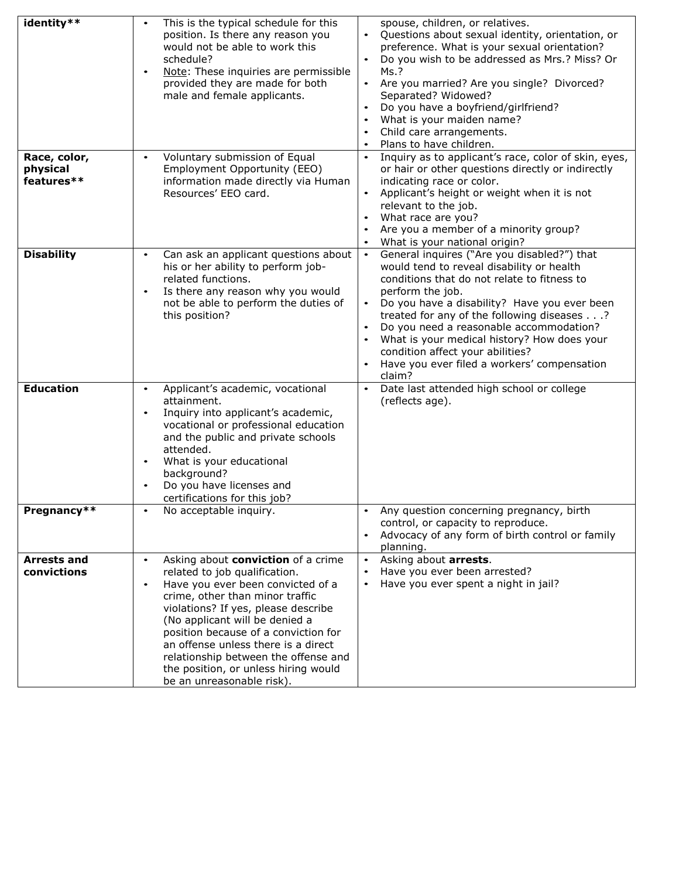| | | |
|---|---|---|
| **identity**** | • This is the typical schedule for this position. Is there any reason you would not be able to work this schedule?<br>• Note: These inquiries are permissible provided they are made for both male and female applicants. | spouse, children, or relatives.<br>• Questions about sexual identity, orientation, or preference. What is your sexual orientation?<br>• Do you wish to be addressed as Mrs.? Miss? Or Ms.?<br>• Are you married? Are you single? Divorced? Separated? Widowed?<br>• Do you have a boyfriend/girlfriend?<br>• What is your maiden name?<br>• Child care arrangements.<br>• Plans to have children. |
| **Race, color, physical features**** | • Voluntary submission of Equal Employment Opportunity (EEO) information made directly via Human Resources' EEO card. | • Inquiry as to applicant's race, color of skin, eyes, or hair or other questions directly or indirectly indicating race or color.<br>• Applicant's height or weight when it is not relevant to the job.<br>• What race are you?<br>• Are you a member of a minority group?<br>• What is your national origin? |
| **Disability** | • Can ask an applicant questions about his or her ability to perform job-related functions.<br>• Is there any reason why you would not be able to perform the duties of this position? | • General inquires ("Are you disabled?") that would tend to reveal disability or health conditions that do not relate to fitness to perform the job.<br>• Do you have a disability? Have you ever been treated for any of the following diseases . . .?<br>• Do you need a reasonable accommodation?<br>• What is your medical history? How does your condition affect your abilities?<br>• Have you ever filed a workers' compensation claim? |
| **Education** | • Applicant's academic, vocational attainment.<br>• Inquiry into applicant's academic, vocational or professional education and the public and private schools attended.<br>• What is your educational background?<br>• Do you have licenses and certifications for this job? | • Date last attended high school or college (reflects age). |
| **Pregnancy**** | • No acceptable inquiry. | • Any question concerning pregnancy, birth control, or capacity to reproduce.<br>• Advocacy of any form of birth control or family planning. |
| **Arrests and convictions** | • Asking about **conviction** of a crime related to job qualification.<br>• Have you ever been convicted of a crime, other than minor traffic violations? If yes, please describe (No applicant will be denied a position because of a conviction for an offense unless there is a direct relationship between the offense and the position, or unless hiring would be an unreasonable risk). | • Asking about **arrests**.<br>• Have you ever been arrested?<br>• Have you ever spent a night in jail? |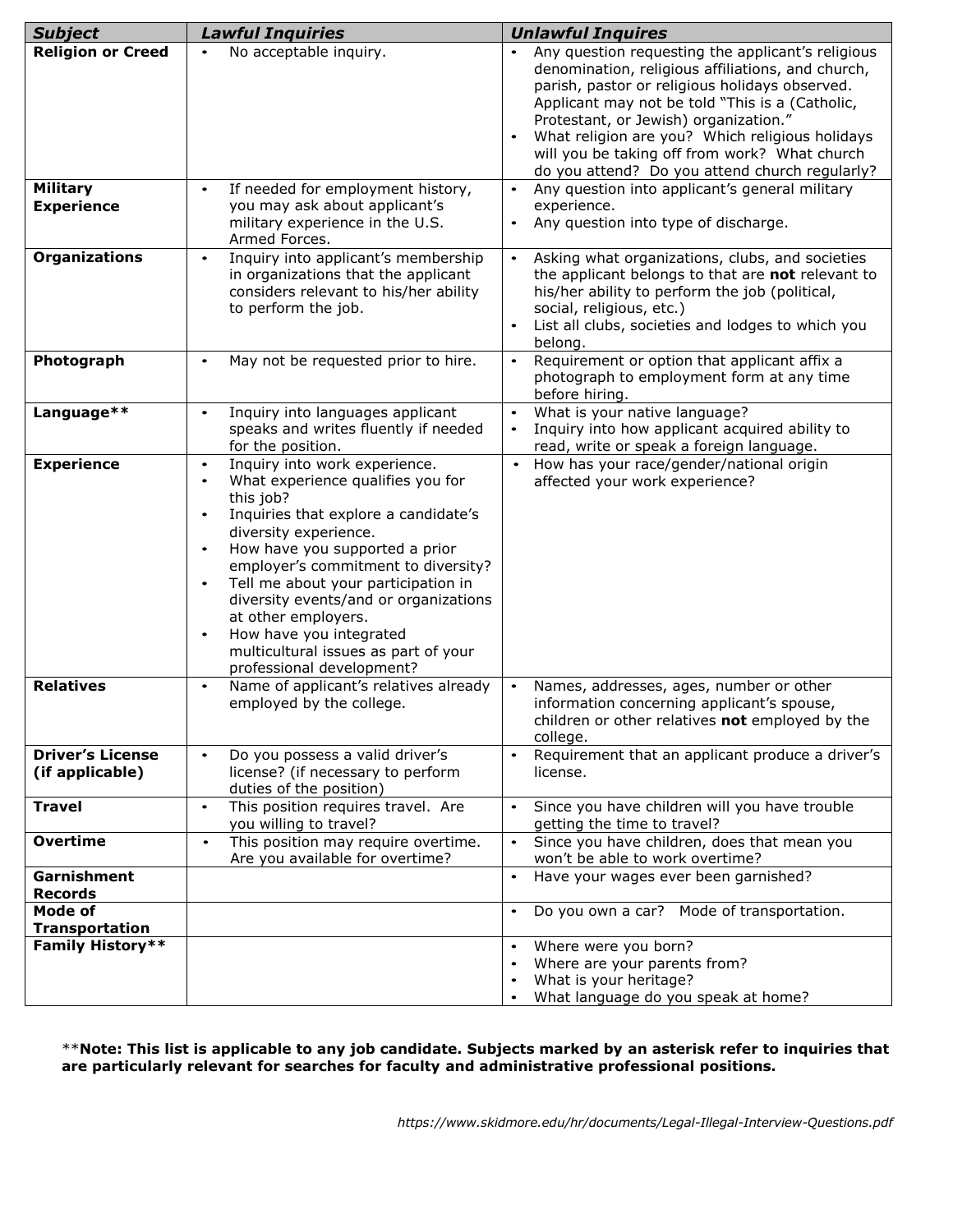| ***Subject*** | ***Lawful Inquiries*** | ***Unlawful Inquires*** |
|---|---|---|
| **Religion or Creed** | • No acceptable inquiry. | • Any question requesting the applicant's religious denomination, religious affiliations, and church, parish, pastor or religious holidays observed. Applicant may not be told "This is a (Catholic, Protestant, or Jewish) organization."<br>• What religion are you? Which religious holidays will you be taking off from work? What church do you attend? Do you attend church regularly? |
| **Military Experience** | • If needed for employment history, you may ask about applicant's military experience in the U.S. Armed Forces. | • Any question into applicant's general military experience.<br>• Any question into type of discharge. |
| **Organizations** | • Inquiry into applicant's membership in organizations that the applicant considers relevant to his/her ability to perform the job. | • Asking what organizations, clubs, and societies the applicant belongs to that are **not** relevant to his/her ability to perform the job (political, social, religious, etc.)<br>• List all clubs, societies and lodges to which you belong. |
| **Photograph** | • May not be requested prior to hire. | • Requirement or option that applicant affix a photograph to employment form at any time before hiring. |
| **Language**** | • Inquiry into languages applicant speaks and writes fluently if needed for the position. | • What is your native language?<br>• Inquiry into how applicant acquired ability to read, write or speak a foreign language. |
| **Experience** | • Inquiry into work experience.<br>• What experience qualifies you for this job?<br>• Inquiries that explore a candidate's diversity experience.<br>• How have you supported a prior employer's commitment to diversity?<br>• Tell me about your participation in diversity events/and or organizations at other employers.<br>• How have you integrated multicultural issues as part of your professional development? | • How has your race/gender/national origin affected your work experience? |
| **Relatives** | • Name of applicant's relatives already employed by the college. | • Names, addresses, ages, number or other information concerning applicant's spouse, children or other relatives **not** employed by the college. |
| **Driver's License (if applicable)** | • Do you possess a valid driver's license? (if necessary to perform duties of the position) | • Requirement that an applicant produce a driver's license. |
| **Travel** | • This position requires travel. Are you willing to travel? | • Since you have children will you have trouble getting the time to travel? |
| **Overtime** | • This position may require overtime. Are you available for overtime? | • Since you have children, does that mean you won't be able to work overtime? |
| **Garnishment Records** | | • Have your wages ever been garnished? |
| **Mode of Transportation** | | • Do you own a car? Mode of transportation. |
| **Family History**** | | • Where were you born?<br>• Where are your parents from?<br>• What is your heritage?<br>• What language do you speak at home? |

****Note: This list is applicable to any job candidate. Subjects marked by an asterisk refer to inquiries that are particularly relevant for searches for faculty and administrative professional positions.**

*https://www.skidmore.edu/hr/documents/Legal-Illegal-Interview-Questions.pdf*